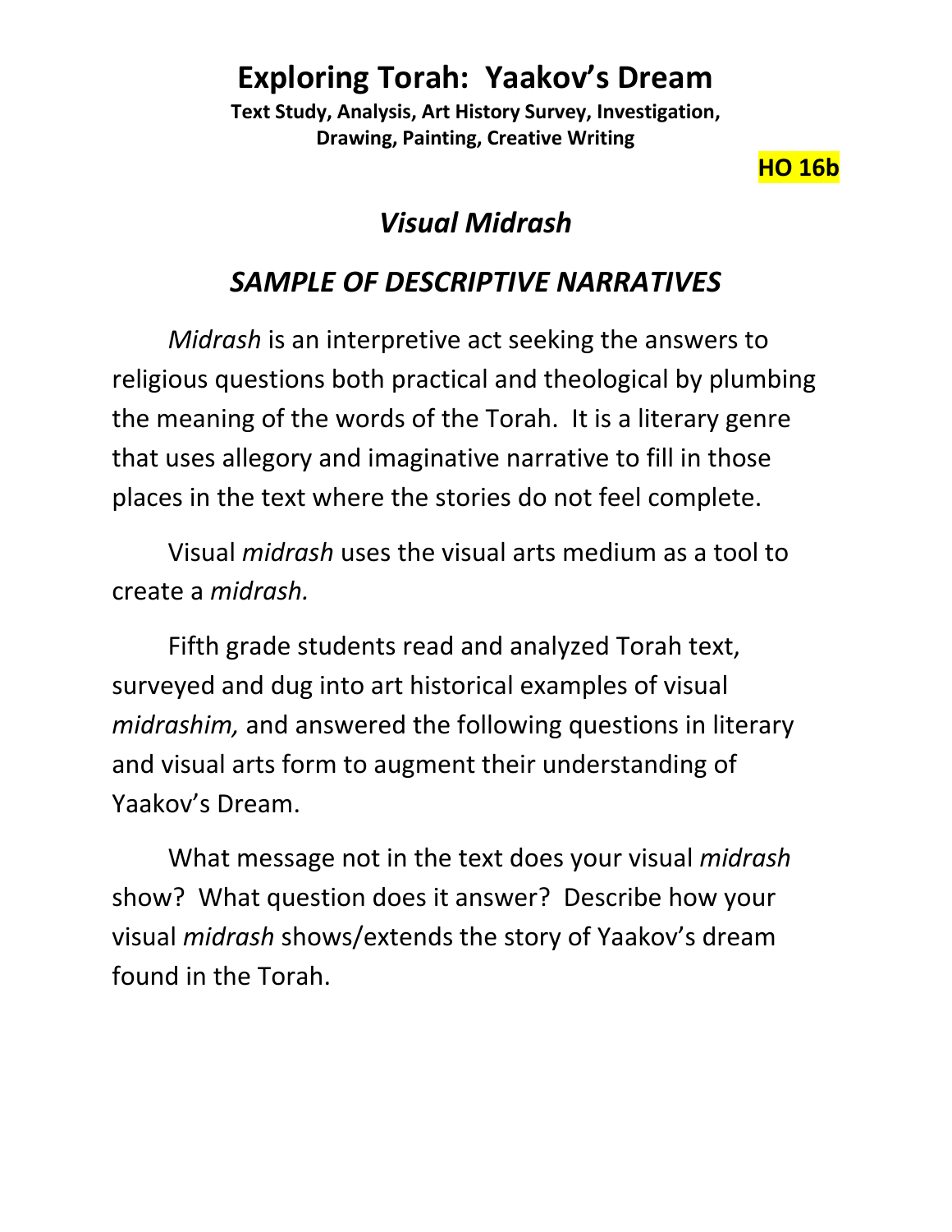# Exploring Torah: Yaakov's Dream

**Text Study, Analysis, Art History Survey, Investigation, Drawing, Painting, Creative Writing**

**HO 16b**

## *Visual Midrash*

## *SAMPLE OF DESCRIPTIVE NARRATIVES*

*Midrash* is an interpretive act seeking the answers to religious questions both practical and theological by plumbing the meaning of the words of the Torah. It is a literary genre that uses allegory and imaginative narrative to fill in those places in the text where the stories do not feel complete.

Visual *midrash* uses the visual arts medium as a tool to create a *midrash.*

Fifth grade students read and analyzed Torah text, surveyed and dug into art historical examples of visual *midrashim,* and answered the following questions in literary and visual arts form to augment their understanding of Yaakov's Dream.

What message not in the text does your visual *midrash* show? What question does it answer? Describe how your visual *midrash* shows/extends the story of Yaakov's dream found in the Torah.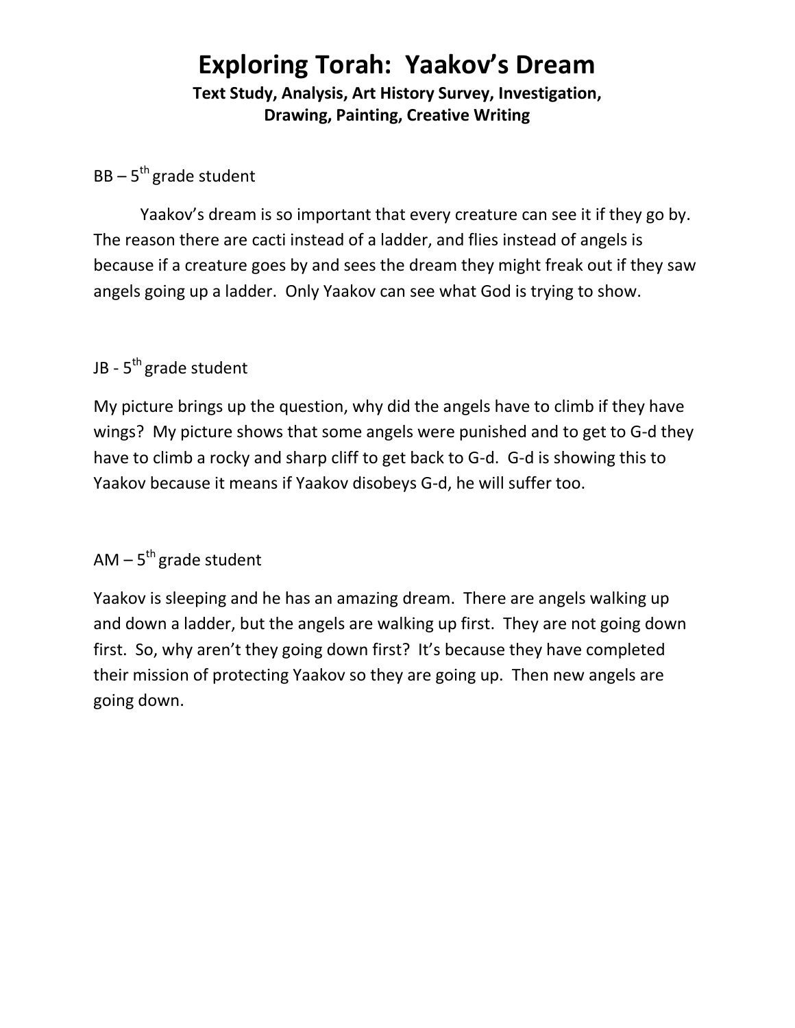# Exploring Torah: Yaakov's Dream

**Text Study, Analysis, Art History Survey, Investigation, Drawing, Painting, Creative Writing**

BB – 5th grade student

Yaakov's dream is so important that every creature can see it if they go by. The reason there are cacti instead of a ladder, and flies instead of angels is because if a creature goes by and sees the dream they might freak out if they saw angels going up a ladder. Only Yaakov can see what God is trying to show.

JB - 5th grade student

My picture brings up the question, why did the angels have to climb if they have wings? My picture shows that some angels were punished and to get to G-d they have to climb a rocky and sharp cliff to get back to G-d. G-d is showing this to Yaakov because it means if Yaakov disobeys G-d, he will suffer too.

AM – 5th grade student

Yaakov is sleeping and he has an amazing dream. There are angels walking up and down a ladder, but the angels are walking up first. They are not going down first. So, why aren't they going down first? It's because they have completed their mission of protecting Yaakov so they are going up. Then new angels are going down.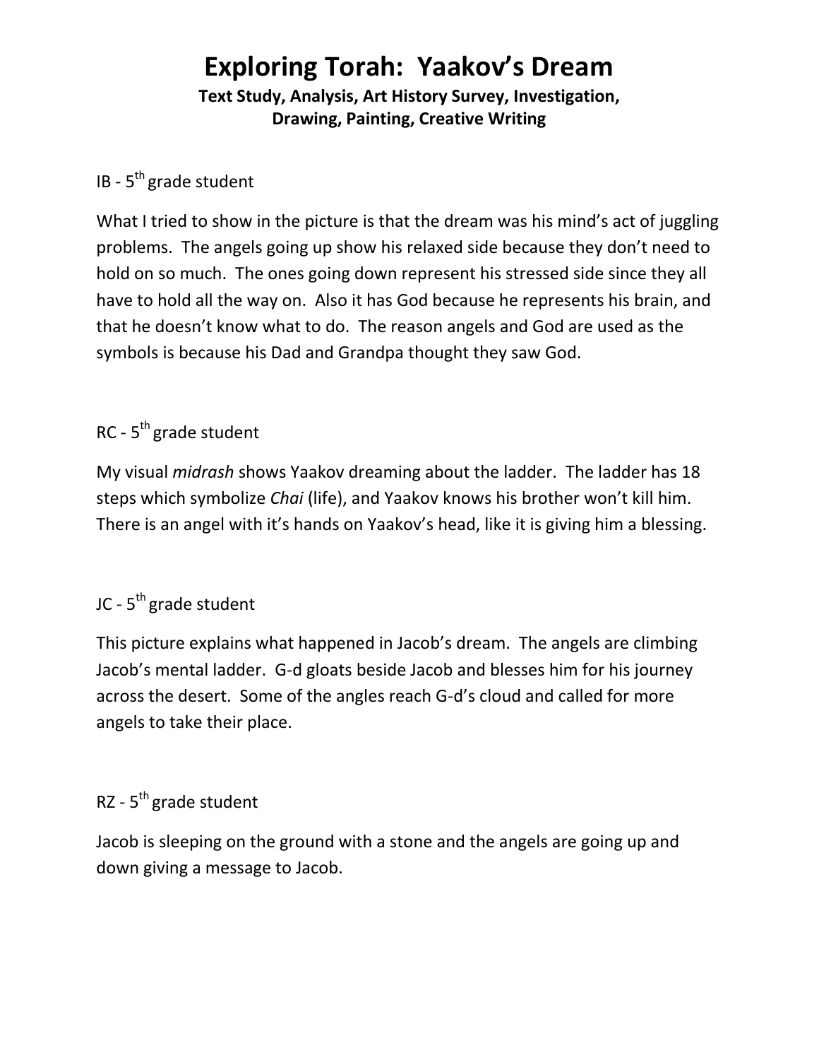# Exploring Torah: Yaakov's Dream

**Text Study, Analysis, Art History Survey, Investigation, Drawing, Painting, Creative Writing**

IB - 5th grade student

What I tried to show in the picture is that the dream was his mind's act of juggling problems. The angels going up show his relaxed side because they don't need to hold on so much. The ones going down represent his stressed side since they all have to hold all the way on. Also it has God because he represents his brain, and that he doesn't know what to do. The reason angels and God are used as the symbols is because his Dad and Grandpa thought they saw God.

RC - 5th grade student

My visual *midrash* shows Yaakov dreaming about the ladder. The ladder has 18 steps which symbolize *Chai* (life), and Yaakov knows his brother won't kill him. There is an angel with it's hands on Yaakov's head, like it is giving him a blessing.

JC - 5th grade student

This picture explains what happened in Jacob's dream. The angels are climbing Jacob's mental ladder. G-d gloats beside Jacob and blesses him for his journey across the desert. Some of the angles reach G-d's cloud and called for more angels to take their place.

RZ - 5th grade student

Jacob is sleeping on the ground with a stone and the angels are going up and down giving a message to Jacob.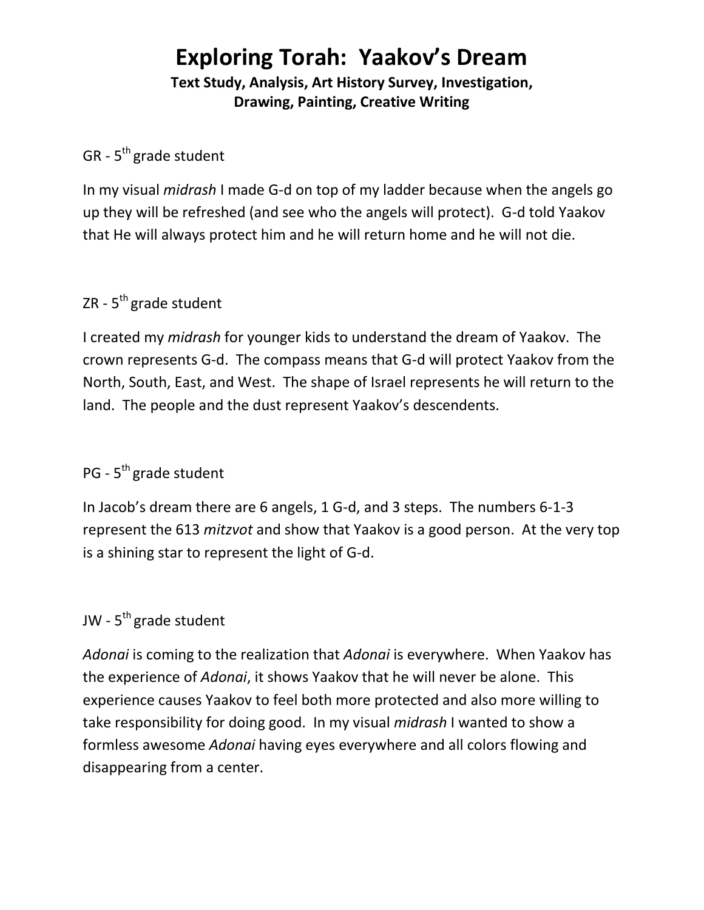# Exploring Torah: Yaakov's Dream

**Text Study, Analysis, Art History Survey, Investigation, Drawing, Painting, Creative Writing**

GR - 5th grade student

In my visual *midrash* I made G-d on top of my ladder because when the angels go up they will be refreshed (and see who the angels will protect). G-d told Yaakov that He will always protect him and he will return home and he will not die.

ZR - 5th grade student

I created my *midrash* for younger kids to understand the dream of Yaakov. The crown represents G-d. The compass means that G-d will protect Yaakov from the North, South, East, and West. The shape of Israel represents he will return to the land. The people and the dust represent Yaakov's descendents.

PG - 5th grade student

In Jacob's dream there are 6 angels, 1 G-d, and 3 steps. The numbers 6-1-3 represent the 613 *mitzvot* and show that Yaakov is a good person. At the very top is a shining star to represent the light of G-d.

JW - 5th grade student

*Adonai* is coming to the realization that *Adonai* is everywhere. When Yaakov has the experience of *Adonai*, it shows Yaakov that he will never be alone. This experience causes Yaakov to feel both more protected and also more willing to take responsibility for doing good. In my visual *midrash* I wanted to show a formless awesome *Adonai* having eyes everywhere and all colors flowing and disappearing from a center.